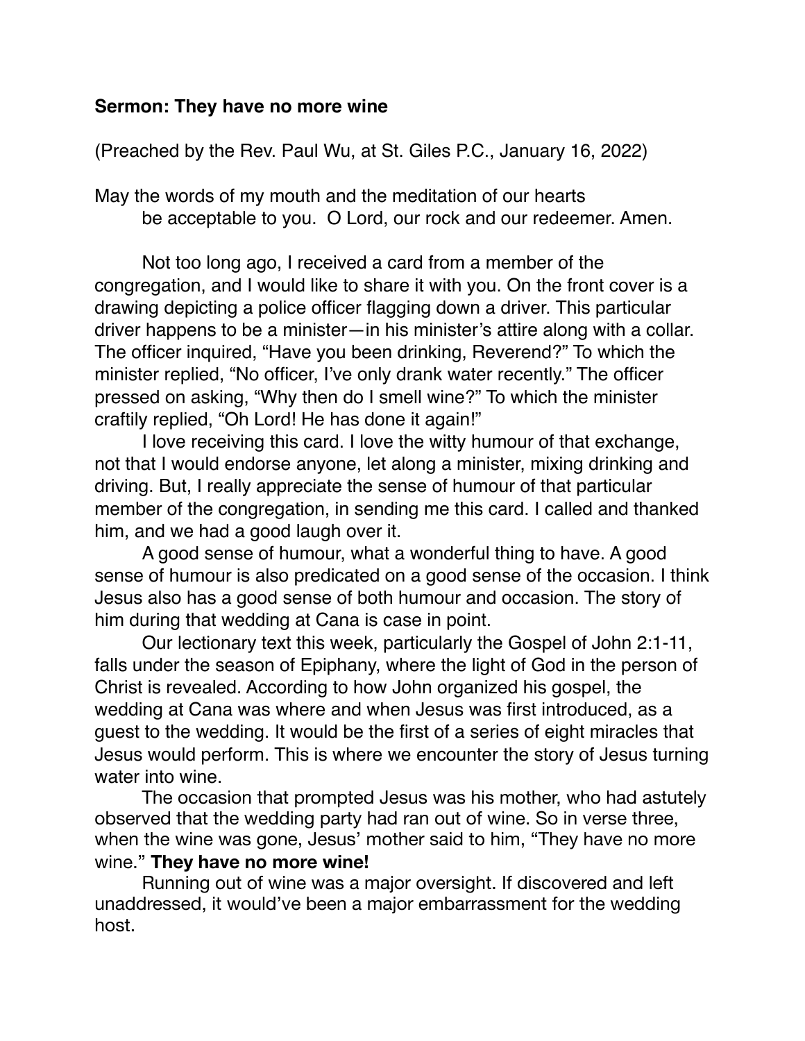**Sermon: They have no more wine**

(Preached by the Rev. Paul Wu, at St. Giles P.C., January 16, 2022)

May the words of my mouth and the meditation of our hearts
be acceptable to you. O Lord, our rock and our redeemer. Amen.

Not too long ago, I received a card from a member of the congregation, and I would like to share it with you. On the front cover is a drawing depicting a police officer flagging down a driver. This particular driver happens to be a minister—in his minister's attire along with a collar. The officer inquired, "Have you been drinking, Reverend?" To which the minister replied, "No officer, I've only drank water recently." The officer pressed on asking, "Why then do I smell wine?" To which the minister craftily replied, "Oh Lord! He has done it again!"

I love receiving this card. I love the witty humour of that exchange, not that I would endorse anyone, let along a minister, mixing drinking and driving. But, I really appreciate the sense of humour of that particular member of the congregation, in sending me this card. I called and thanked him, and we had a good laugh over it.

A good sense of humour, what a wonderful thing to have. A good sense of humour is also predicated on a good sense of the occasion. I think Jesus also has a good sense of both humour and occasion. The story of him during that wedding at Cana is case in point.

Our lectionary text this week, particularly the Gospel of John 2:1-11, falls under the season of Epiphany, where the light of God in the person of Christ is revealed. According to how John organized his gospel, the wedding at Cana was where and when Jesus was first introduced, as a guest to the wedding. It would be the first of a series of eight miracles that Jesus would perform. This is where we encounter the story of Jesus turning water into wine.

The occasion that prompted Jesus was his mother, who had astutely observed that the wedding party had ran out of wine. So in verse three, when the wine was gone, Jesus' mother said to him, "They have no more wine." **They have no more wine!**

Running out of wine was a major oversight. If discovered and left unaddressed, it would've been a major embarrassment for the wedding host.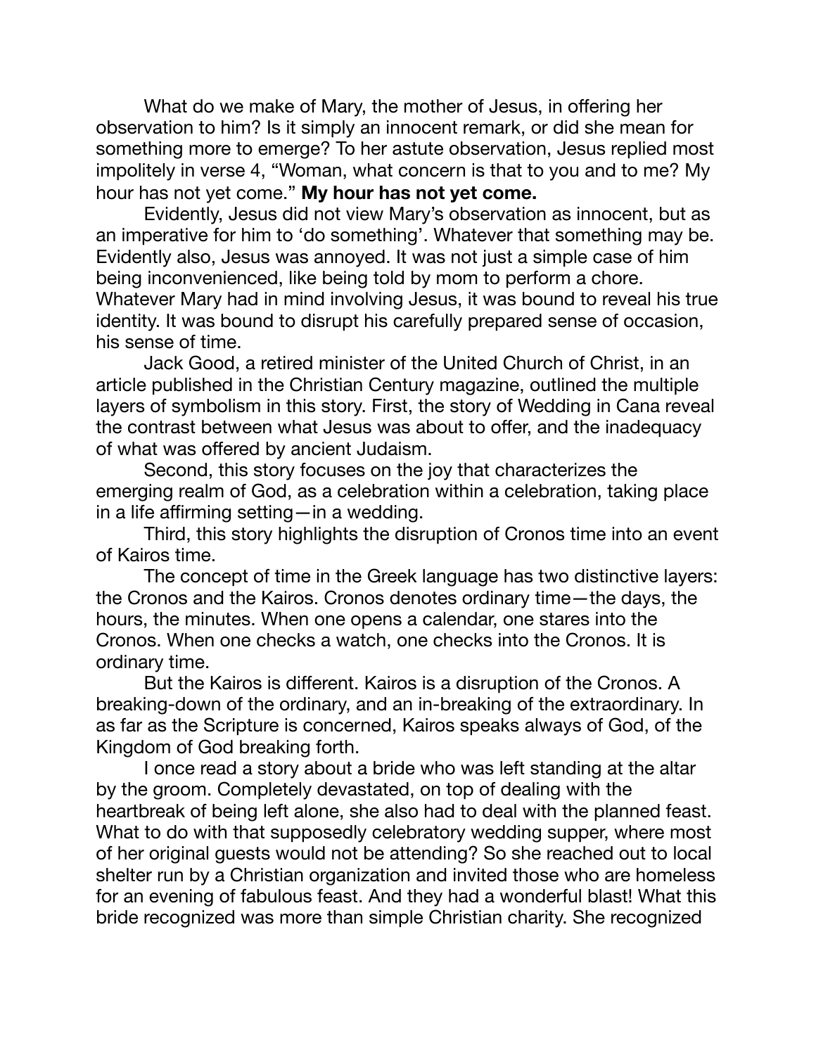What do we make of Mary, the mother of Jesus, in offering her observation to him? Is it simply an innocent remark, or did she mean for something more to emerge? To her astute observation, Jesus replied most impolitely in verse 4, "Woman, what concern is that to you and to me? My hour has not yet come." **My hour has not yet come.**

Evidently, Jesus did not view Mary's observation as innocent, but as an imperative for him to 'do something'. Whatever that something may be. Evidently also, Jesus was annoyed. It was not just a simple case of him being inconvenienced, like being told by mom to perform a chore. Whatever Mary had in mind involving Jesus, it was bound to reveal his true identity. It was bound to disrupt his carefully prepared sense of occasion, his sense of time.

Jack Good, a retired minister of the United Church of Christ, in an article published in the Christian Century magazine, outlined the multiple layers of symbolism in this story. First, the story of Wedding in Cana reveal the contrast between what Jesus was about to offer, and the inadequacy of what was offered by ancient Judaism.

Second, this story focuses on the joy that characterizes the emerging realm of God, as a celebration within a celebration, taking place in a life affirming setting—in a wedding.

Third, this story highlights the disruption of Cronos time into an event of Kairos time.

The concept of time in the Greek language has two distinctive layers: the Cronos and the Kairos. Cronos denotes ordinary time—the days, the hours, the minutes. When one opens a calendar, one stares into the Cronos. When one checks a watch, one checks into the Cronos. It is ordinary time.

But the Kairos is different. Kairos is a disruption of the Cronos. A breaking-down of the ordinary, and an in-breaking of the extraordinary. In as far as the Scripture is concerned, Kairos speaks always of God, of the Kingdom of God breaking forth.

I once read a story about a bride who was left standing at the altar by the groom. Completely devastated, on top of dealing with the heartbreak of being left alone, she also had to deal with the planned feast. What to do with that supposedly celebratory wedding supper, where most of her original guests would not be attending? So she reached out to local shelter run by a Christian organization and invited those who are homeless for an evening of fabulous feast. And they had a wonderful blast! What this bride recognized was more than simple Christian charity. She recognized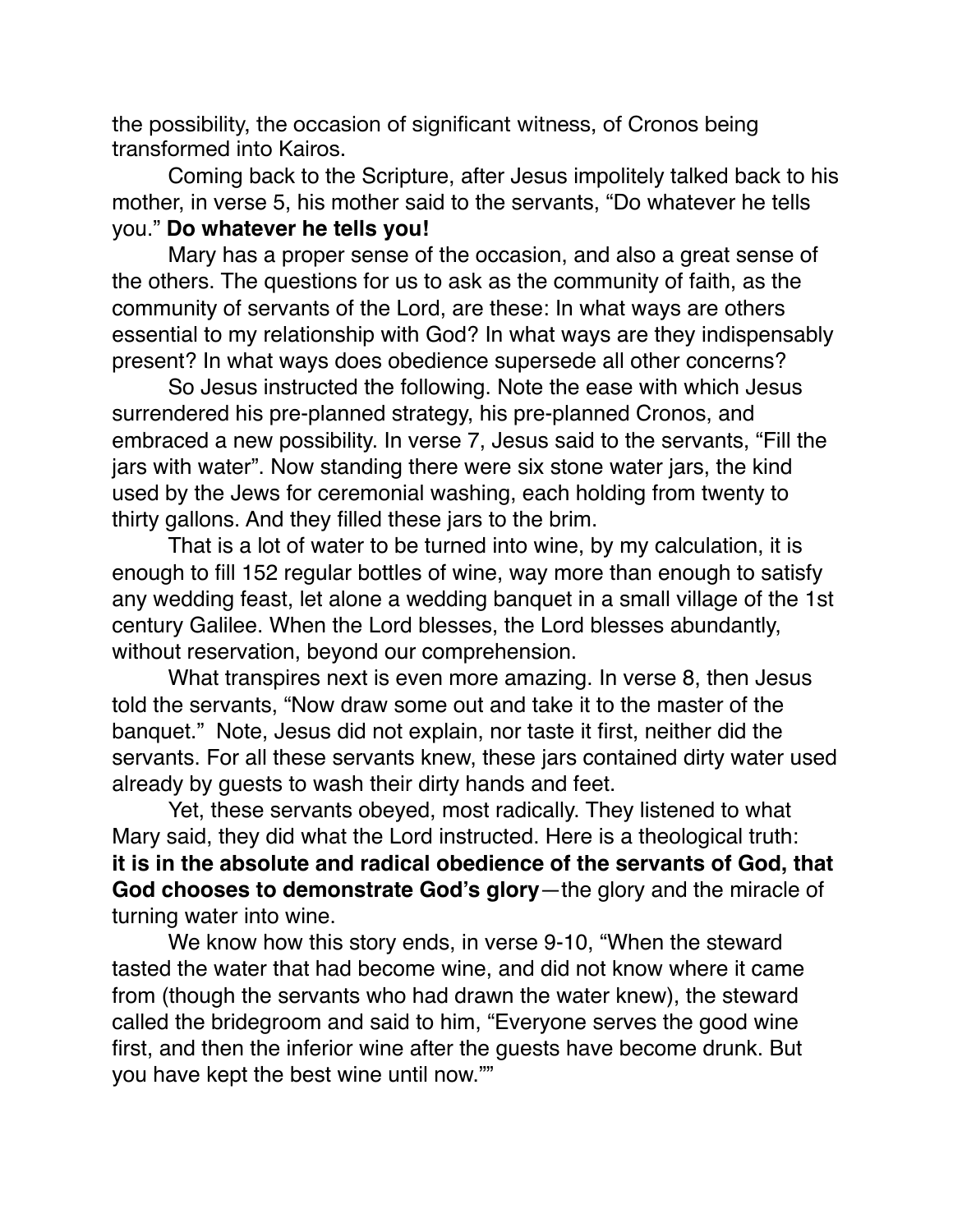the possibility, the occasion of significant witness, of Cronos being transformed into Kairos.

Coming back to the Scripture, after Jesus impolitely talked back to his mother, in verse 5, his mother said to the servants, "Do whatever he tells you." **Do whatever he tells you!**

Mary has a proper sense of the occasion, and also a great sense of the others. The questions for us to ask as the community of faith, as the community of servants of the Lord, are these: In what ways are others essential to my relationship with God? In what ways are they indispensably present? In what ways does obedience supersede all other concerns?

So Jesus instructed the following. Note the ease with which Jesus surrendered his pre-planned strategy, his pre-planned Cronos, and embraced a new possibility. In verse 7, Jesus said to the servants, "Fill the jars with water". Now standing there were six stone water jars, the kind used by the Jews for ceremonial washing, each holding from twenty to thirty gallons. And they filled these jars to the brim.

That is a lot of water to be turned into wine, by my calculation, it is enough to fill 152 regular bottles of wine, way more than enough to satisfy any wedding feast, let alone a wedding banquet in a small village of the 1st century Galilee. When the Lord blesses, the Lord blesses abundantly, without reservation, beyond our comprehension.

What transpires next is even more amazing. In verse 8, then Jesus told the servants, "Now draw some out and take it to the master of the banquet." Note, Jesus did not explain, nor taste it first, neither did the servants. For all these servants knew, these jars contained dirty water used already by guests to wash their dirty hands and feet.

Yet, these servants obeyed, most radically. They listened to what Mary said, they did what the Lord instructed. Here is a theological truth: **it is in the absolute and radical obedience of the servants of God, that God chooses to demonstrate God's glory**—the glory and the miracle of turning water into wine.

We know how this story ends, in verse 9-10, "When the steward tasted the water that had become wine, and did not know where it came from (though the servants who had drawn the water knew), the steward called the bridegroom and said to him, "Everyone serves the good wine first, and then the inferior wine after the guests have become drunk. But you have kept the best wine until now.""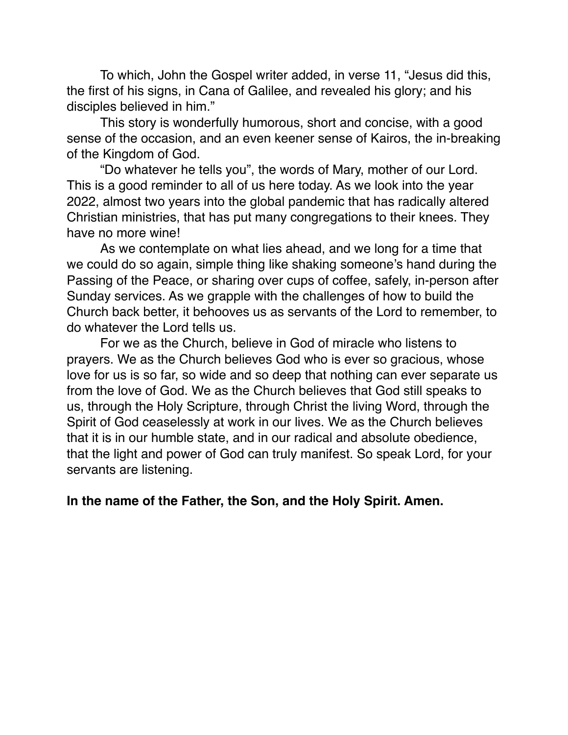To which, John the Gospel writer added, in verse 11, "Jesus did this, the first of his signs, in Cana of Galilee, and revealed his glory; and his disciples believed in him."

This story is wonderfully humorous, short and concise, with a good sense of the occasion, and an even keener sense of Kairos, the in-breaking of the Kingdom of God.

"Do whatever he tells you", the words of Mary, mother of our Lord. This is a good reminder to all of us here today. As we look into the year 2022, almost two years into the global pandemic that has radically altered Christian ministries, that has put many congregations to their knees. They have no more wine!

As we contemplate on what lies ahead, and we long for a time that we could do so again, simple thing like shaking someone's hand during the Passing of the Peace, or sharing over cups of coffee, safely, in-person after Sunday services. As we grapple with the challenges of how to build the Church back better, it behooves us as servants of the Lord to remember, to do whatever the Lord tells us.

For we as the Church, believe in God of miracle who listens to prayers. We as the Church believes God who is ever so gracious, whose love for us is so far, so wide and so deep that nothing can ever separate us from the love of God. We as the Church believes that God still speaks to us, through the Holy Scripture, through Christ the living Word, through the Spirit of God ceaselessly at work in our lives. We as the Church believes that it is in our humble state, and in our radical and absolute obedience, that the light and power of God can truly manifest. So speak Lord, for your servants are listening.

**In the name of the Father, the Son, and the Holy Spirit. Amen.**